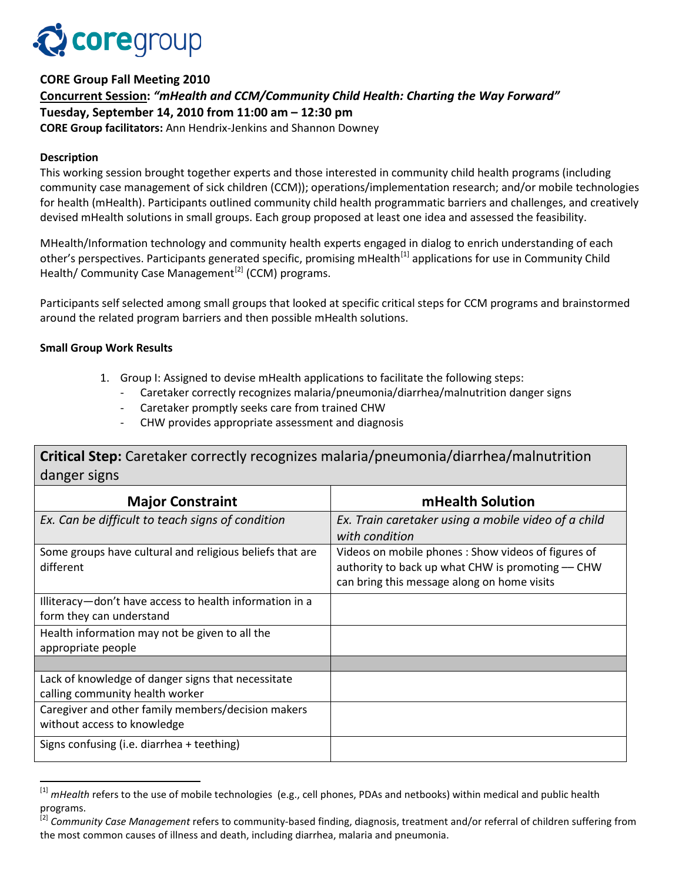**CORE Group Fall Meeting 2010**

**Concurrent Session: *"mHealth and CCM/Community Child Health: Charting the Way Forward"***

**Tuesday, September 14, 2010 from 11:00 am – 12:30 pm**

**CORE Group facilitators:** Ann Hendrix-Jenkins and Shannon Downey

**Description**

This working session brought together experts and those interested in community child health programs (including community case management of sick children (CCM)); operations/implementation research; and/or mobile technologies for health (mHealth). Participants outlined community child health programmatic barriers and challenges, and creatively devised mHealth solutions in small groups. Each group proposed at least one idea and assessed the feasibility.

MHealth/Information technology and community health experts engaged in dialog to enrich understanding of each other's perspectives. Participants generated specific, promising mHealth[1] applications for use in Community Child Health/ Community Case Management[2] (CCM) programs.

Participants self selected among small groups that looked at specific critical steps for CCM programs and brainstormed around the related program barriers and then possible mHealth solutions.

**Small Group Work Results**

1. Group I: Assigned to devise mHealth applications to facilitate the following steps:
   - Caretaker correctly recognizes malaria/pneumonia/diarrhea/malnutrition danger signs
   - Caretaker promptly seeks care from trained CHW
   - CHW provides appropriate assessment and diagnosis

**Critical Step:** Caretaker correctly recognizes malaria/pneumonia/diarrhea/malnutrition danger signs

| Major Constraint | mHealth Solution |
|---|---|
| *Ex. Can be difficult to teach signs of condition* | *Ex. Train caretaker using a mobile video of a child with condition* |
| Some groups have cultural and religious beliefs that are different | Videos on mobile phones : Show videos of figures of authority to back up what CHW is promoting — CHW can bring this message along on home visits |
| Illiteracy—don't have access to health information in a form they can understand | |
| Health information may not be given to all the appropriate people | |
| | |
| Lack of knowledge of danger signs that necessitate calling community health worker | |
| Caregiver and other family members/decision makers without access to knowledge | |
| Signs confusing (i.e. diarrhea + teething) | |

[1] *mHealth* refers to the use of mobile technologies (e.g., cell phones, PDAs and netbooks) within medical and public health programs.

[2] *Community Case Management* refers to community-based finding, diagnosis, treatment and/or referral of children suffering from the most common causes of illness and death, including diarrhea, malaria and pneumonia.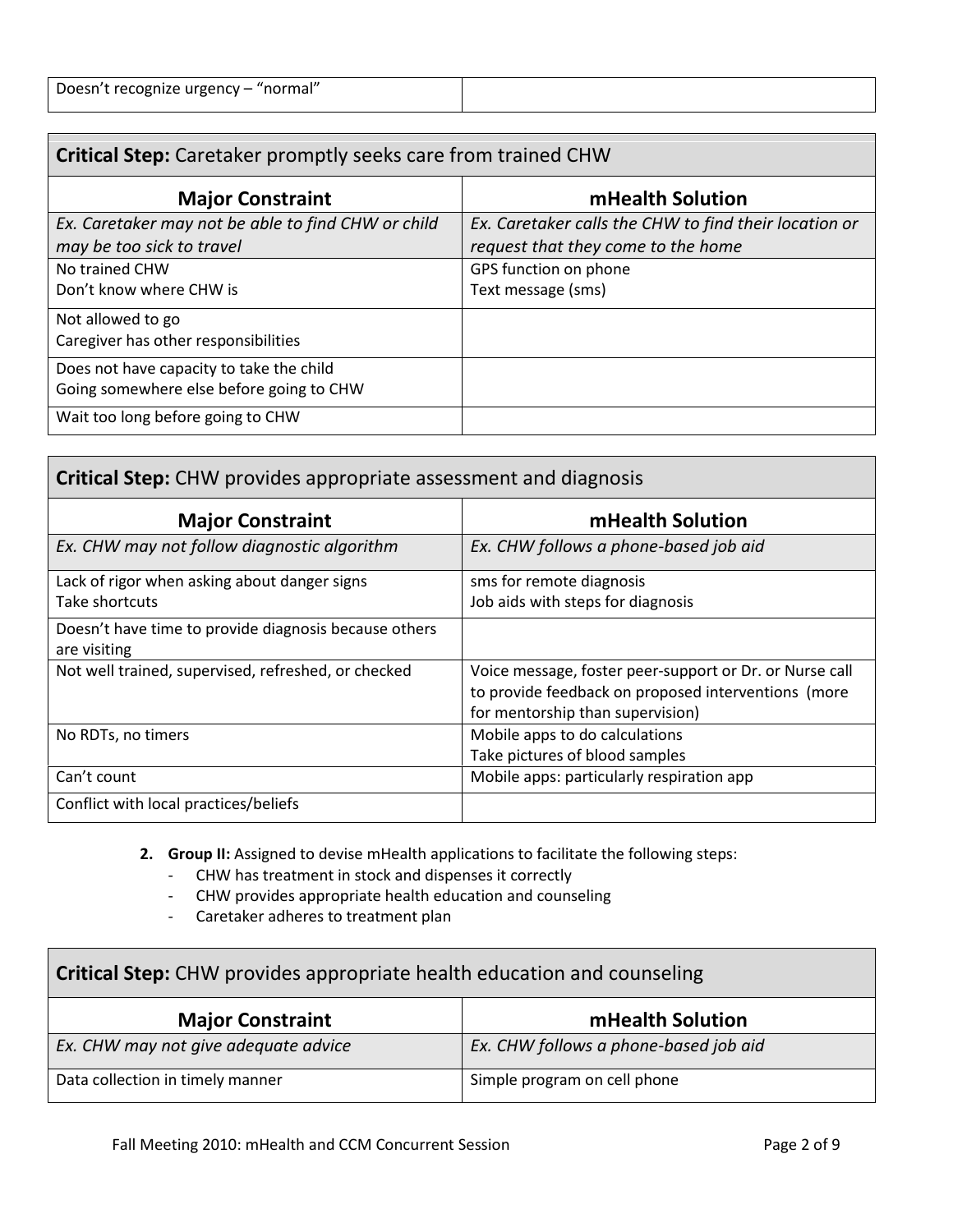| Doesn't recognize urgency – "normal" | |
|---|---|

| **Critical Step:** Caretaker promptly seeks care from trained CHW | |
|---|---|
| **Major Constraint** | **mHealth Solution** |
| *Ex. Caretaker may not be able to find CHW or child may be too sick to travel* | *Ex. Caretaker calls the CHW to find their location or request that they come to the home* |
| No trained CHW<br>Don't know where CHW is | GPS function on phone<br>Text message (sms) |
| Not allowed to go<br>Caregiver has other responsibilities | |
| Does not have capacity to take the child<br>Going somewhere else before going to CHW | |
| Wait too long before going to CHW | |

| **Critical Step:** CHW provides appropriate assessment and diagnosis | |
|---|---|
| **Major Constraint** | **mHealth Solution** |
| *Ex. CHW may not follow diagnostic algorithm* | *Ex. CHW follows a phone-based job aid* |
| Lack of rigor when asking about danger signs<br>Take shortcuts | sms for remote diagnosis<br>Job aids with steps for diagnosis |
| Doesn't have time to provide diagnosis because others are visiting | |
| Not well trained, supervised, refreshed, or checked | Voice message, foster peer-support or Dr. or Nurse call to provide feedback on proposed interventions (more for mentorship than supervision) |
| No RDTs, no timers | Mobile apps to do calculations<br>Take pictures of blood samples |
| Can't count | Mobile apps: particularly respiration app |
| Conflict with local practices/beliefs | |

2. **Group II:** Assigned to devise mHealth applications to facilitate the following steps:
   - CHW has treatment in stock and dispenses it correctly
   - CHW provides appropriate health education and counseling
   - Caretaker adheres to treatment plan

| **Critical Step:** CHW provides appropriate health education and counseling | |
|---|---|
| **Major Constraint** | **mHealth Solution** |
| *Ex. CHW may not give adequate advice* | *Ex. CHW follows a phone-based job aid* |
| Data collection in timely manner | Simple program on cell phone |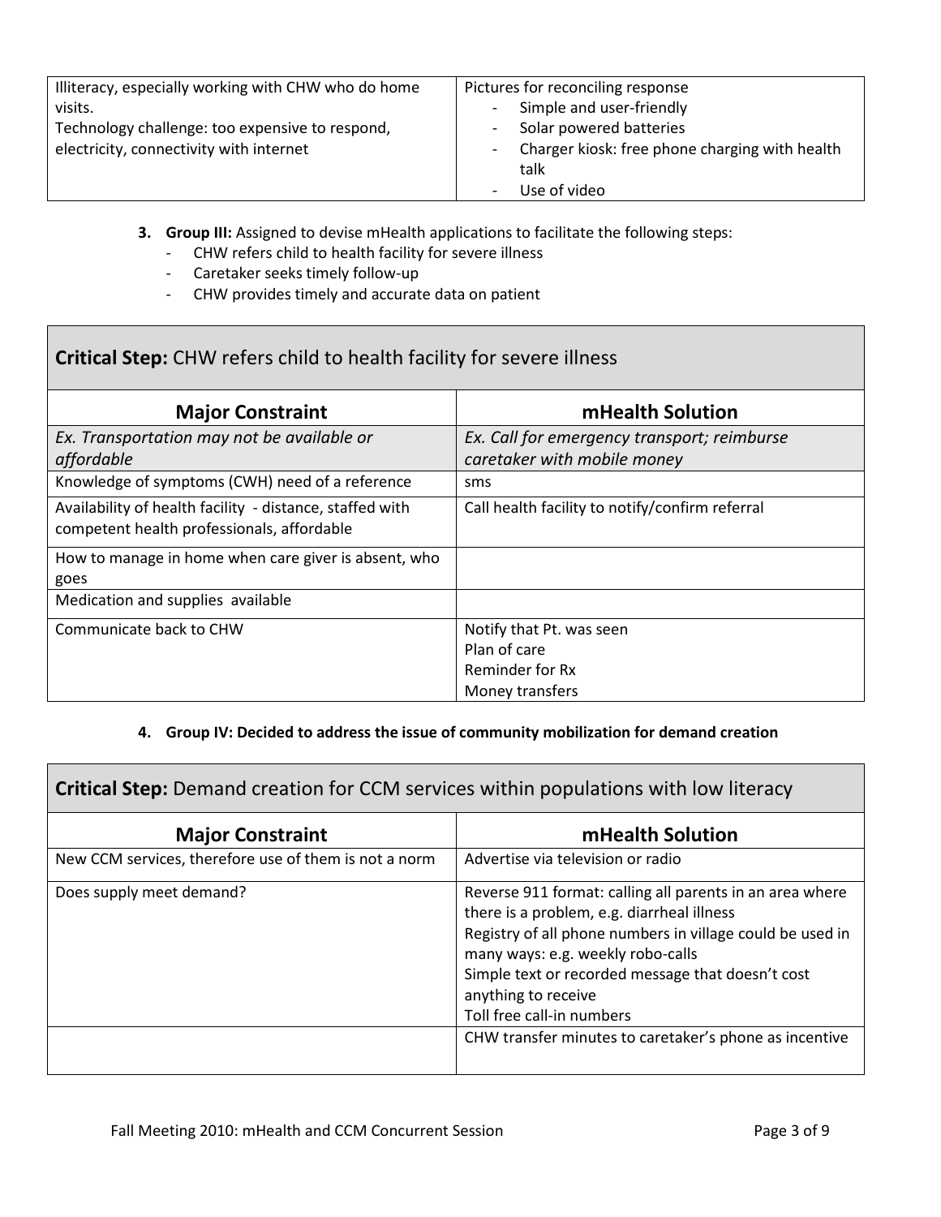| | |
|---|---|
| Illiteracy, especially working with CHW who do home visits.<br>Technology challenge: too expensive to respond, electricity, connectivity with internet | Pictures for reconciling response<br>- Simple and user-friendly<br>- Solar powered batteries<br>- Charger kiosk: free phone charging with health talk<br>- Use of video |

3. **Group III:** Assigned to devise mHealth applications to facilitate the following steps:
   - CHW refers child to health facility for severe illness
   - Caretaker seeks timely follow-up
   - CHW provides timely and accurate data on patient

| **Critical Step:** CHW refers child to health facility for severe illness | |
|---|---|
| **Major Constraint** | **mHealth Solution** |
| *Ex. Transportation may not be available or affordable* | *Ex. Call for emergency transport; reimburse caretaker with mobile money* |
| Knowledge of symptoms (CWH) need of a reference | sms |
| Availability of health facility - distance, staffed with competent health professionals, affordable | Call health facility to notify/confirm referral |
| How to manage in home when care giver is absent, who goes | |
| Medication and supplies available | |
| Communicate back to CHW | Notify that Pt. was seen<br>Plan of care<br>Reminder for Rx<br>Money transfers |

4. **Group IV: Decided to address the issue of community mobilization for demand creation**

| **Critical Step:** Demand creation for CCM services within populations with low literacy | |
|---|---|
| **Major Constraint** | **mHealth Solution** |
| New CCM services, therefore use of them is not a norm | Advertise via television or radio |
| Does supply meet demand? | Reverse 911 format: calling all parents in an area where there is a problem, e.g. diarrheal illness<br>Registry of all phone numbers in village could be used in many ways: e.g. weekly robo-calls<br>Simple text or recorded message that doesn't cost anything to receive<br>Toll free call-in numbers |
| | CHW transfer minutes to caretaker's phone as incentive |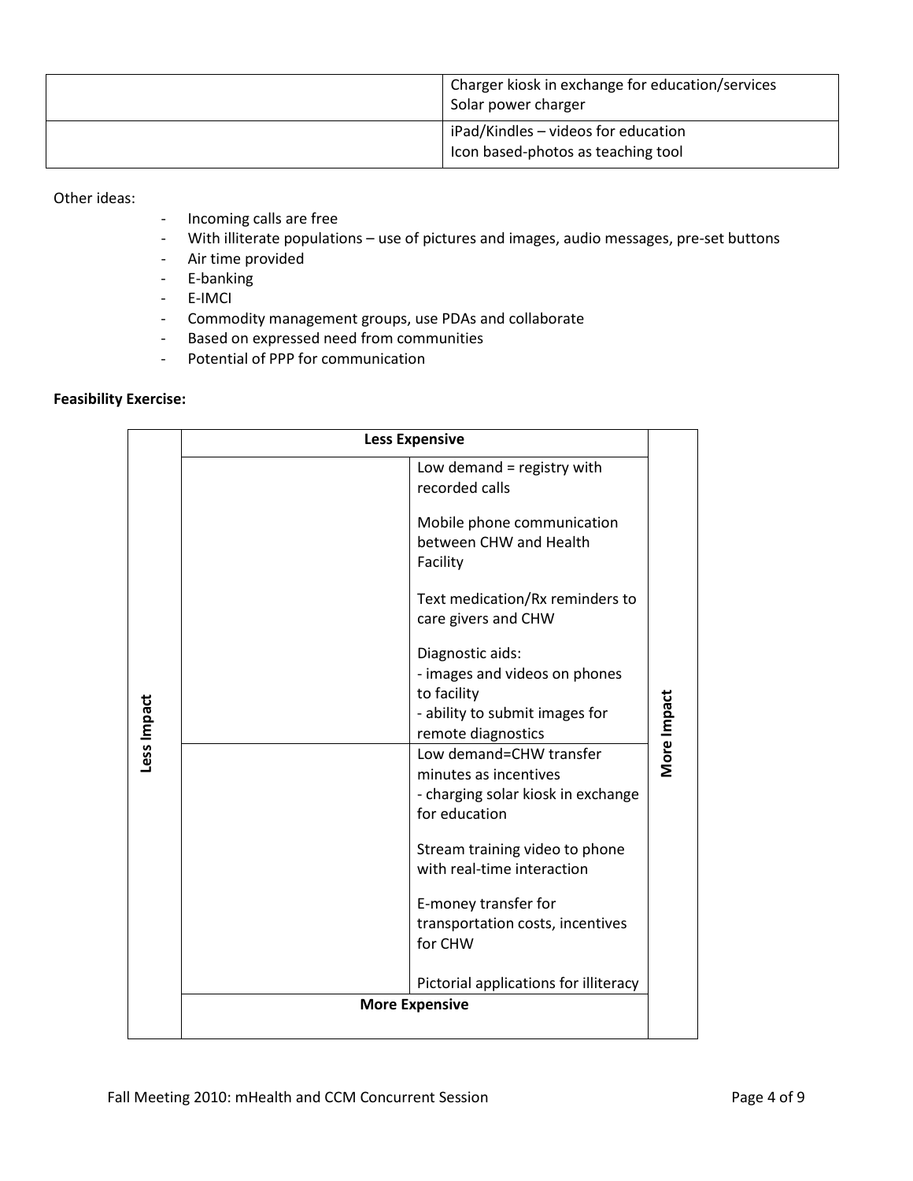| | |
|---|---|
| | Charger kiosk in exchange for education/services<br>Solar power charger |
| | iPad/Kindles – videos for education<br>Icon based-photos as teaching tool |

Other ideas:

- Incoming calls are free
- With illiterate populations – use of pictures and images, audio messages, pre-set buttons
- Air time provided
- E-banking
- E-IMCI
- Commodity management groups, use PDAs and collaborate
- Based on expressed need from communities
- Potential of PPP for communication

**Feasibility Exercise:**

| | **Less Expensive** | | |
|---|---|---|---|
| **Less Impact** | | Low demand = registry with recorded calls<br><br>Mobile phone communication between CHW and Health Facility<br><br>Text medication/Rx reminders to care givers and CHW<br><br>Diagnostic aids:<br>- images and videos on phones to facility<br>- ability to submit images for remote diagnostics | **More Impact** |
| | | Low demand=CHW transfer minutes as incentives<br>- charging solar kiosk in exchange for education<br><br>Stream training video to phone with real-time interaction<br><br>E-money transfer for transportation costs, incentives for CHW<br><br>Pictorial applications for illiteracy | |
| | **More Expensive** | | |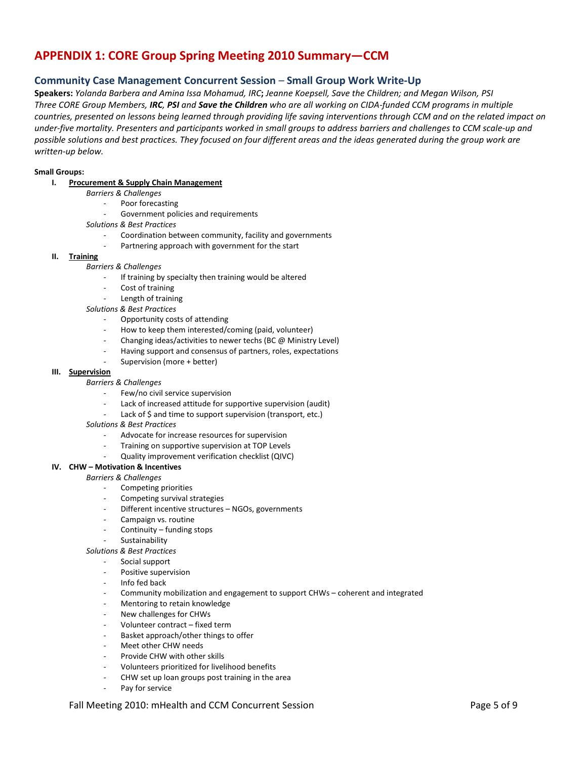# APPENDIX 1: CORE Group Spring Meeting 2010 Summary—CCM

## Community Case Management Concurrent Session – Small Group Work Write-Up

**Speakers:** *Yolanda Barbera and Amina Issa Mohamud, IRC***;** *Jeanne Koepsell, Save the Children; and Megan Wilson, PSI*
*Three CORE Group Members,* ***IRC****,* ***PSI*** *and* ***Save the Children*** *who are all working on CIDA-funded CCM programs in multiple countries, presented on lessons being learned through providing life saving interventions through CCM and on the related impact on under-five mortality. Presenters and participants worked in small groups to address barriers and challenges to CCM scale-up and possible solutions and best practices. They focused on four different areas and the ideas generated during the group work are written-up below.*

**Small Groups:**

**I. Procurement & Supply Chain Management**

*Barriers & Challenges*

- Poor forecasting
- Government policies and requirements

*Solutions & Best Practices*

- Coordination between community, facility and governments
- Partnering approach with government for the start

**II. Training**

*Barriers & Challenges*

- If training by specialty then training would be altered
- Cost of training
- Length of training

*Solutions & Best Practices*

- Opportunity costs of attending
- How to keep them interested/coming (paid, volunteer)
- Changing ideas/activities to newer techs (BC @ Ministry Level)
- Having support and consensus of partners, roles, expectations
- Supervision (more + better)

**III. Supervision**

*Barriers & Challenges*

- Few/no civil service supervision
- Lack of increased attitude for supportive supervision (audit)
- Lack of $ and time to support supervision (transport, etc.)

*Solutions & Best Practices*

- Advocate for increase resources for supervision
- Training on supportive supervision at TOP Levels
- Quality improvement verification checklist (QIVC)

**IV. CHW – Motivation & Incentives**

*Barriers & Challenges*

- Competing priorities
- Competing survival strategies
- Different incentive structures – NGOs, governments
- Campaign vs. routine
- Continuity – funding stops
- Sustainability

*Solutions & Best Practices*

- Social support
- Positive supervision
- Info fed back
- Community mobilization and engagement to support CHWs – coherent and integrated
- Mentoring to retain knowledge
- New challenges for CHWs
- Volunteer contract – fixed term
- Basket approach/other things to offer
- Meet other CHW needs
- Provide CHW with other skills
- Volunteers prioritized for livelihood benefits
- CHW set up loan groups post training in the area
- Pay for service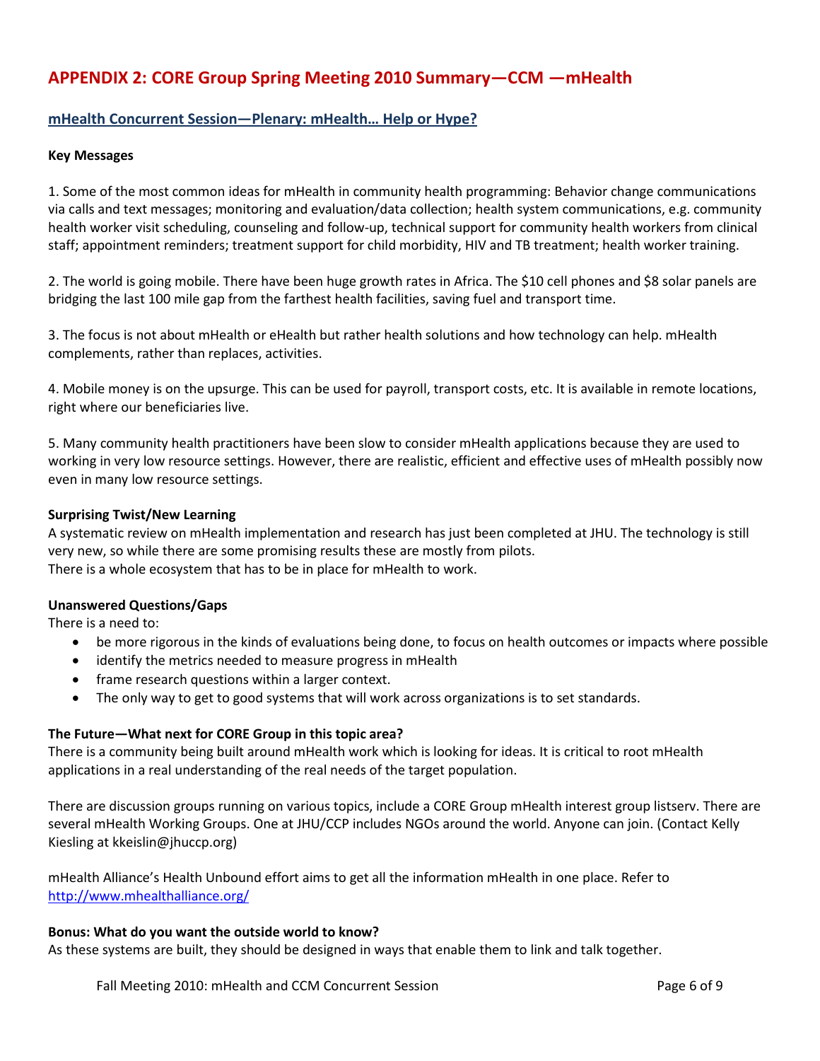## APPENDIX 2: CORE Group Spring Meeting 2010 Summary—CCM —mHealth

### mHealth Concurrent Session—Plenary: mHealth… Help or Hype?

**Key Messages**

1. Some of the most common ideas for mHealth in community health programming: Behavior change communications via calls and text messages; monitoring and evaluation/data collection; health system communications, e.g. community health worker visit scheduling, counseling and follow-up, technical support for community health workers from clinical staff; appointment reminders; treatment support for child morbidity, HIV and TB treatment; health worker training.

2. The world is going mobile. There have been huge growth rates in Africa. The $10 cell phones and $8 solar panels are bridging the last 100 mile gap from the farthest health facilities, saving fuel and transport time.

3. The focus is not about mHealth or eHealth but rather health solutions and how technology can help. mHealth complements, rather than replaces, activities.

4. Mobile money is on the upsurge. This can be used for payroll, transport costs, etc. It is available in remote locations, right where our beneficiaries live.

5. Many community health practitioners have been slow to consider mHealth applications because they are used to working in very low resource settings. However, there are realistic, efficient and effective uses of mHealth possibly now even in many low resource settings.

**Surprising Twist/New Learning**

A systematic review on mHealth implementation and research has just been completed at JHU. The technology is still very new, so while there are some promising results these are mostly from pilots.
There is a whole ecosystem that has to be in place for mHealth to work.

**Unanswered Questions/Gaps**

There is a need to:

- be more rigorous in the kinds of evaluations being done, to focus on health outcomes or impacts where possible
- identify the metrics needed to measure progress in mHealth
- frame research questions within a larger context.
- The only way to get to good systems that will work across organizations is to set standards.

**The Future—What next for CORE Group in this topic area?**

There is a community being built around mHealth work which is looking for ideas. It is critical to root mHealth applications in a real understanding of the real needs of the target population.

There are discussion groups running on various topics, include a CORE Group mHealth interest group listserv. There are several mHealth Working Groups. One at JHU/CCP includes NGOs around the world. Anyone can join. (Contact Kelly Kiesling at kkeislin@jhuccp.org)

mHealth Alliance's Health Unbound effort aims to get all the information mHealth in one place. Refer to [http://www.mhealthalliance.org/](http://www.mhealthalliance.org/)

**Bonus: What do you want the outside world to know?**

As these systems are built, they should be designed in ways that enable them to link and talk together.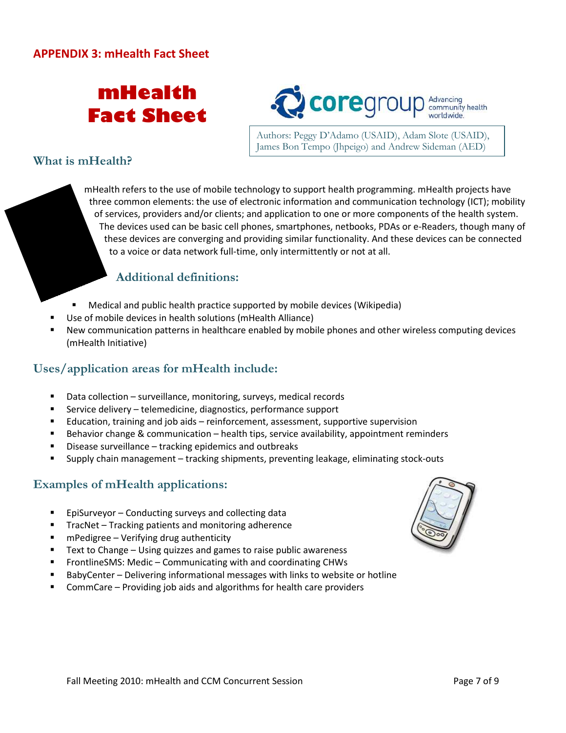## APPENDIX 3: mHealth Fact Sheet

# mHealth Fact Sheet

coregroup Advancing community health worldwide.

Authors: Peggy D'Adamo (USAID), Adam Slote (USAID), James Bon Tempo (Jhpeigo) and Andrew Sideman (AED)

### What is mHealth?

mHealth refers to the use of mobile technology to support health programming. mHealth projects have three common elements: the use of electronic information and communication technology (ICT); mobility of services, providers and/or clients; and application to one or more components of the health system. The devices used can be basic cell phones, smartphones, netbooks, PDAs or e-Readers, though many of these devices are converging and providing similar functionality. And these devices can be connected to a voice or data network full-time, only intermittently or not at all.

### Additional definitions:

- Medical and public health practice supported by mobile devices (Wikipedia)
- Use of mobile devices in health solutions (mHealth Alliance)
- New communication patterns in healthcare enabled by mobile phones and other wireless computing devices (mHealth Initiative)

### Uses/application areas for mHealth include:

- Data collection – surveillance, monitoring, surveys, medical records
- Service delivery – telemedicine, diagnostics, performance support
- Education, training and job aids – reinforcement, assessment, supportive supervision
- Behavior change & communication – health tips, service availability, appointment reminders
- Disease surveillance – tracking epidemics and outbreaks
- Supply chain management – tracking shipments, preventing leakage, eliminating stock-outs

### Examples of mHealth applications:

- EpiSurveyor – Conducting surveys and collecting data
- TracNet – Tracking patients and monitoring adherence
- mPedigree – Verifying drug authenticity
- Text to Change – Using quizzes and games to raise public awareness
- FrontlineSMS: Medic – Communicating with and coordinating CHWs
- BabyCenter – Delivering informational messages with links to website or hotline
- CommCare – Providing job aids and algorithms for health care providers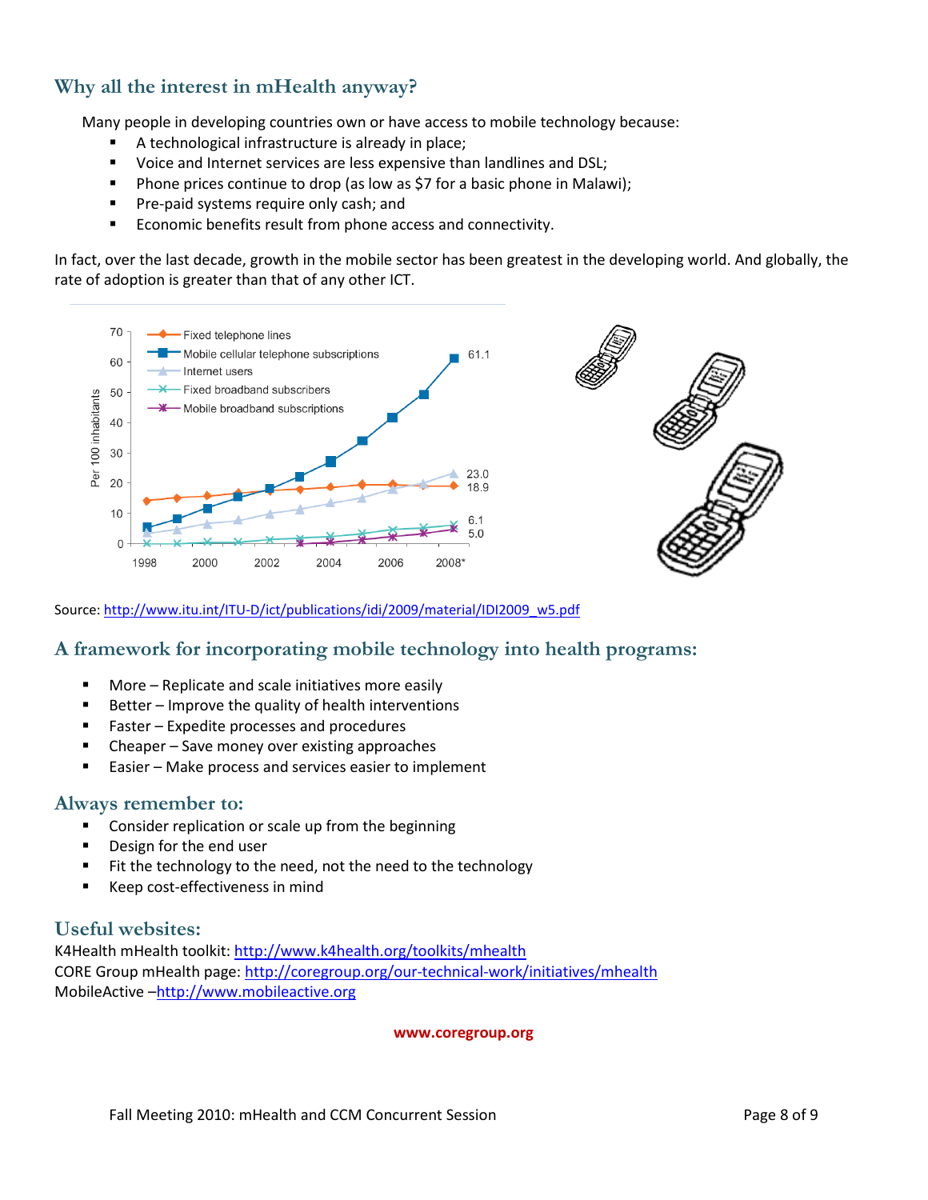## Why all the interest in mHealth anyway?

Many people in developing countries own or have access to mobile technology because:

- A technological infrastructure is already in place;
- Voice and Internet services are less expensive than landlines and DSL;
- Phone prices continue to drop (as low as $7 for a basic phone in Malawi);
- Pre-paid systems require only cash; and
- Economic benefits result from phone access and connectivity.

In fact, over the last decade, growth in the mobile sector has been greatest in the developing world. And globally, the rate of adoption is greater than that of any other ICT.

Source: http://www.itu.int/ITU-D/ict/publications/idi/2009/material/IDI2009_w5.pdf

## A framework for incorporating mobile technology into health programs:

- More – Replicate and scale initiatives more easily
- Better – Improve the quality of health interventions
- Faster – Expedite processes and procedures
- Cheaper – Save money over existing approaches
- Easier – Make process and services easier to implement

### Always remember to:

- Consider replication or scale up from the beginning
- Design for the end user
- Fit the technology to the need, not the need to the technology
- Keep cost-effectiveness in mind

### Useful websites:

K4Health mHealth toolkit: http://www.k4health.org/toolkits/mhealth
CORE Group mHealth page: http://coregroup.org/our-technical-work/initiatives/mhealth
MobileActive –http://www.mobileactive.org

**www.coregroup.org**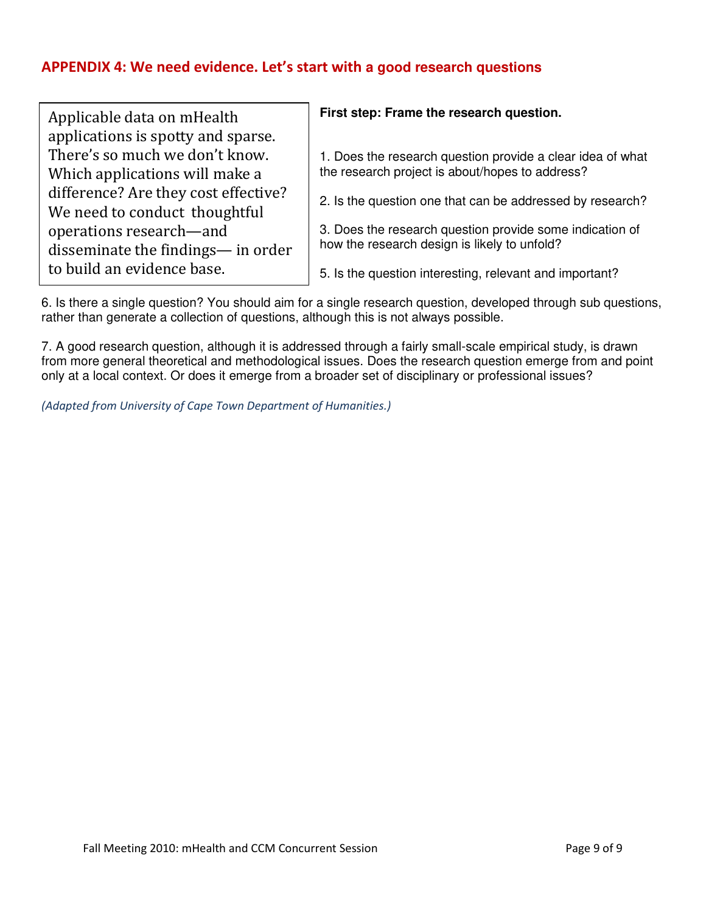## APPENDIX 4: We need evidence. Let's start with a good research questions

Applicable data on mHealth applications is spotty and sparse. There's so much we don't know. Which applications will make a difference? Are they cost effective? We need to conduct thoughtful operations research—and disseminate the findings— in order to build an evidence base.

**First step: Frame the research question.**

1. Does the research question provide a clear idea of what the research project is about/hopes to address?

2. Is the question one that can be addressed by research?

3. Does the research question provide some indication of how the research design is likely to unfold?

5. Is the question interesting, relevant and important?

6. Is there a single question? You should aim for a single research question, developed through sub questions, rather than generate a collection of questions, although this is not always possible.

7. A good research question, although it is addressed through a fairly small-scale empirical study, is drawn from more general theoretical and methodological issues. Does the research question emerge from and point only at a local context. Or does it emerge from a broader set of disciplinary or professional issues?

*(Adapted from University of Cape Town Department of Humanities.)*